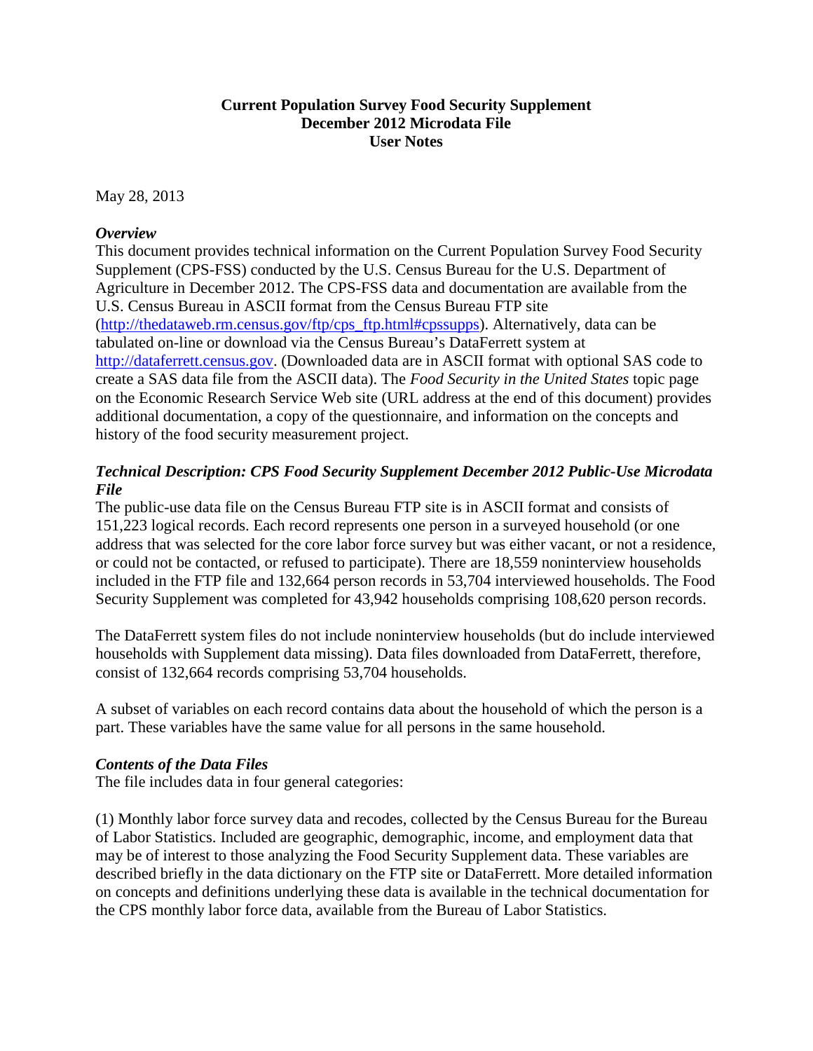**Current Population Survey Food Security Supplement**
**December 2012 Microdata File**
**User Notes**

May 28, 2013

***Overview***

This document provides technical information on the Current Population Survey Food Security Supplement (CPS-FSS) conducted by the U.S. Census Bureau for the U.S. Department of Agriculture in December 2012. The CPS-FSS data and documentation are available from the U.S. Census Bureau in ASCII format from the Census Bureau FTP site (http://thedataweb.rm.census.gov/ftp/cps_ftp.html#cpssupps). Alternatively, data can be tabulated on-line or download via the Census Bureau's DataFerrett system at http://dataferrett.census.gov. (Downloaded data are in ASCII format with optional SAS code to create a SAS data file from the ASCII data). The *Food Security in the United States* topic page on the Economic Research Service Web site (URL address at the end of this document) provides additional documentation, a copy of the questionnaire, and information on the concepts and history of the food security measurement project.

***Technical Description: CPS Food Security Supplement December 2012 Public-Use Microdata File***

The public-use data file on the Census Bureau FTP site is in ASCII format and consists of 151,223 logical records. Each record represents one person in a surveyed household (or one address that was selected for the core labor force survey but was either vacant, or not a residence, or could not be contacted, or refused to participate). There are 18,559 noninterview households included in the FTP file and 132,664 person records in 53,704 interviewed households. The Food Security Supplement was completed for 43,942 households comprising 108,620 person records.

The DataFerrett system files do not include noninterview households (but do include interviewed households with Supplement data missing). Data files downloaded from DataFerrett, therefore, consist of 132,664 records comprising 53,704 households.

A subset of variables on each record contains data about the household of which the person is a part. These variables have the same value for all persons in the same household.

***Contents of the Data Files***

The file includes data in four general categories:

(1) Monthly labor force survey data and recodes, collected by the Census Bureau for the Bureau of Labor Statistics. Included are geographic, demographic, income, and employment data that may be of interest to those analyzing the Food Security Supplement data. These variables are described briefly in the data dictionary on the FTP site or DataFerrett. More detailed information on concepts and definitions underlying these data is available in the technical documentation for the CPS monthly labor force data, available from the Bureau of Labor Statistics.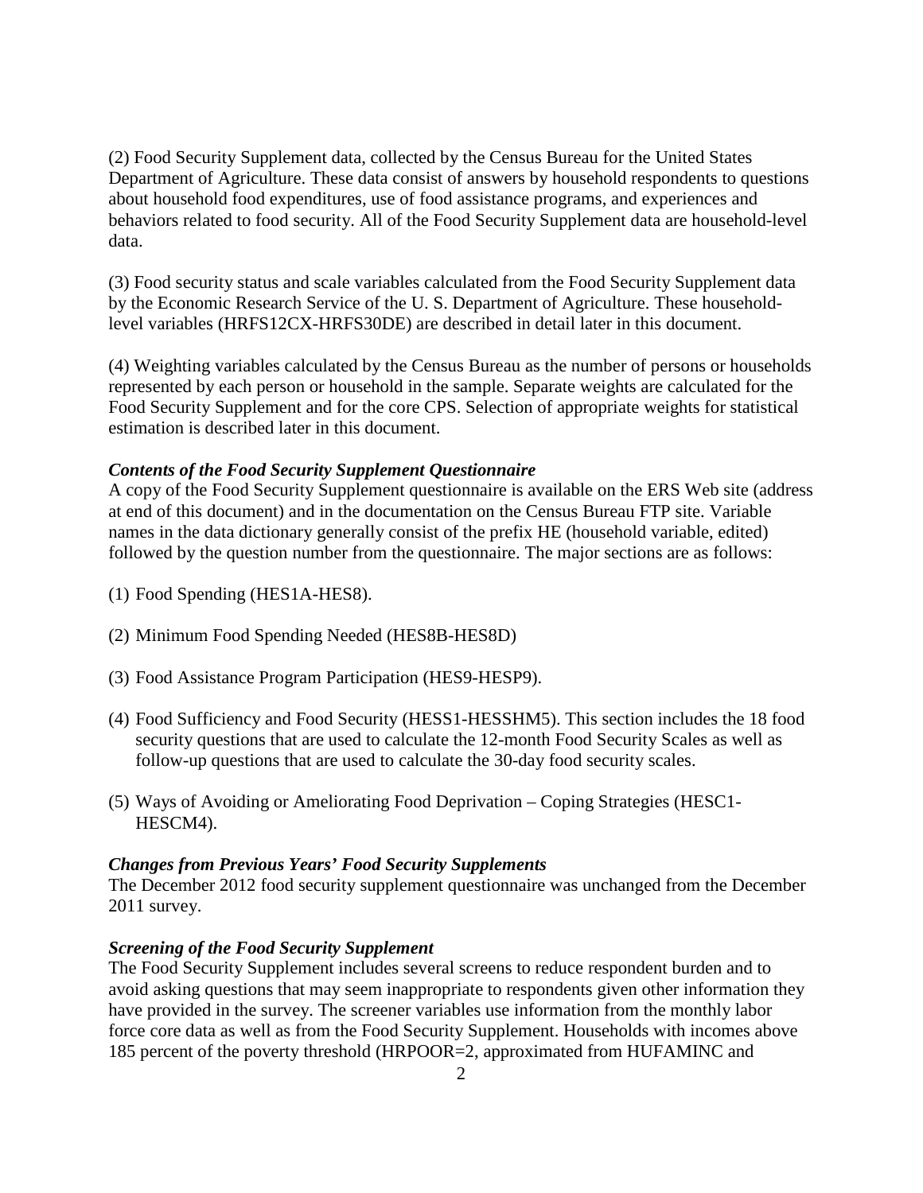(2) Food Security Supplement data, collected by the Census Bureau for the United States Department of Agriculture. These data consist of answers by household respondents to questions about household food expenditures, use of food assistance programs, and experiences and behaviors related to food security. All of the Food Security Supplement data are household-level data.

(3) Food security status and scale variables calculated from the Food Security Supplement data by the Economic Research Service of the U. S. Department of Agriculture. These household-level variables (HRFS12CX-HRFS30DE) are described in detail later in this document.

(4) Weighting variables calculated by the Census Bureau as the number of persons or households represented by each person or household in the sample. Separate weights are calculated for the Food Security Supplement and for the core CPS. Selection of appropriate weights for statistical estimation is described later in this document.

***Contents of the Food Security Supplement Questionnaire***

A copy of the Food Security Supplement questionnaire is available on the ERS Web site (address at end of this document) and in the documentation on the Census Bureau FTP site. Variable names in the data dictionary generally consist of the prefix HE (household variable, edited) followed by the question number from the questionnaire. The major sections are as follows:

(1) Food Spending (HES1A-HES8).

(2) Minimum Food Spending Needed (HES8B-HES8D)

(3) Food Assistance Program Participation (HES9-HESP9).

(4) Food Sufficiency and Food Security (HESS1-HESSHM5). This section includes the 18 food security questions that are used to calculate the 12-month Food Security Scales as well as follow-up questions that are used to calculate the 30-day food security scales.

(5) Ways of Avoiding or Ameliorating Food Deprivation – Coping Strategies (HESC1-HESCM4).

***Changes from Previous Years' Food Security Supplements***

The December 2012 food security supplement questionnaire was unchanged from the December 2011 survey.

***Screening of the Food Security Supplement***

The Food Security Supplement includes several screens to reduce respondent burden and to avoid asking questions that may seem inappropriate to respondents given other information they have provided in the survey. The screener variables use information from the monthly labor force core data as well as from the Food Security Supplement. Households with incomes above 185 percent of the poverty threshold (HRPOOR=2, approximated from HUFAMINC and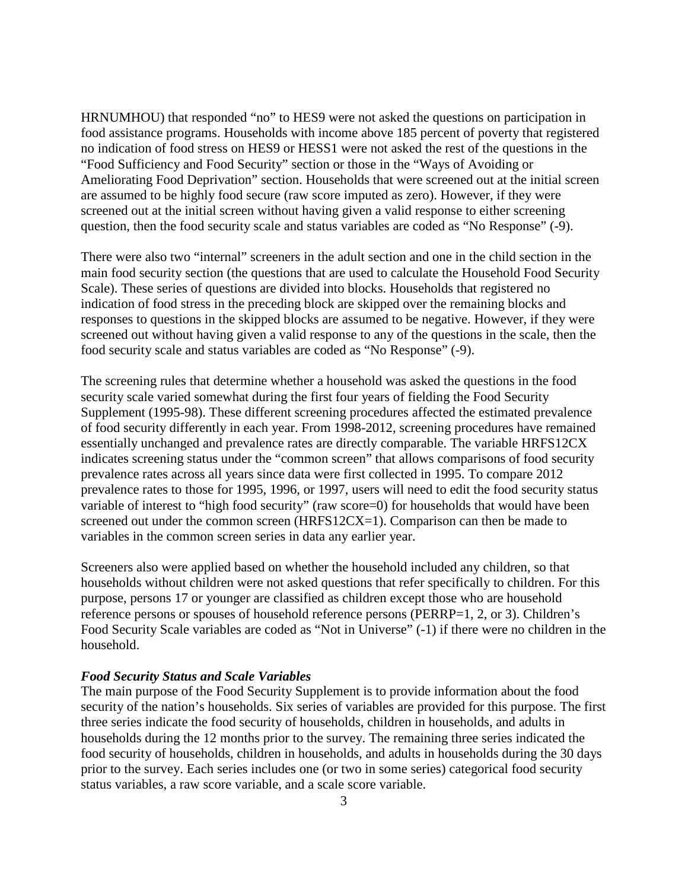HRNUMHOU) that responded "no" to HES9 were not asked the questions on participation in food assistance programs. Households with income above 185 percent of poverty that registered no indication of food stress on HES9 or HESS1 were not asked the rest of the questions in the "Food Sufficiency and Food Security" section or those in the "Ways of Avoiding or Ameliorating Food Deprivation" section. Households that were screened out at the initial screen are assumed to be highly food secure (raw score imputed as zero). However, if they were screened out at the initial screen without having given a valid response to either screening question, then the food security scale and status variables are coded as "No Response" (-9).

There were also two "internal" screeners in the adult section and one in the child section in the main food security section (the questions that are used to calculate the Household Food Security Scale). These series of questions are divided into blocks. Households that registered no indication of food stress in the preceding block are skipped over the remaining blocks and responses to questions in the skipped blocks are assumed to be negative. However, if they were screened out without having given a valid response to any of the questions in the scale, then the food security scale and status variables are coded as "No Response" (-9).

The screening rules that determine whether a household was asked the questions in the food security scale varied somewhat during the first four years of fielding the Food Security Supplement (1995-98). These different screening procedures affected the estimated prevalence of food security differently in each year. From 1998-2012, screening procedures have remained essentially unchanged and prevalence rates are directly comparable. The variable HRFS12CX indicates screening status under the "common screen" that allows comparisons of food security prevalence rates across all years since data were first collected in 1995. To compare 2012 prevalence rates to those for 1995, 1996, or 1997, users will need to edit the food security status variable of interest to "high food security" (raw score=0) for households that would have been screened out under the common screen (HRFS12CX=1). Comparison can then be made to variables in the common screen series in data any earlier year.

Screeners also were applied based on whether the household included any children, so that households without children were not asked questions that refer specifically to children. For this purpose, persons 17 or younger are classified as children except those who are household reference persons or spouses of household reference persons (PERRP=1, 2, or 3). Children's Food Security Scale variables are coded as "Not in Universe" (-1) if there were no children in the household.

***Food Security Status and Scale Variables***

The main purpose of the Food Security Supplement is to provide information about the food security of the nation's households. Six series of variables are provided for this purpose. The first three series indicate the food security of households, children in households, and adults in households during the 12 months prior to the survey. The remaining three series indicated the food security of households, children in households, and adults in households during the 30 days prior to the survey. Each series includes one (or two in some series) categorical food security status variables, a raw score variable, and a scale score variable.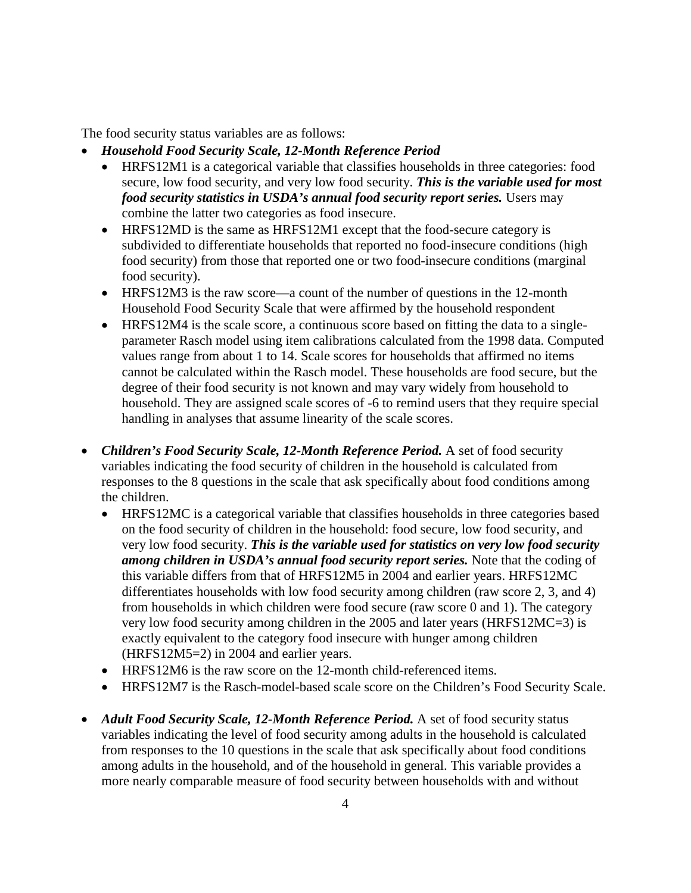The food security status variables are as follows:

- ***Household Food Security Scale, 12-Month Reference Period***
  - HRFS12M1 is a categorical variable that classifies households in three categories: food secure, low food security, and very low food security. ***This is the variable used for most food security statistics in USDA's annual food security report series.*** Users may combine the latter two categories as food insecure.
  - HRFS12MD is the same as HRFS12M1 except that the food-secure category is subdivided to differentiate households that reported no food-insecure conditions (high food security) from those that reported one or two food-insecure conditions (marginal food security).
  - HRFS12M3 is the raw score—a count of the number of questions in the 12-month Household Food Security Scale that were affirmed by the household respondent
  - HRFS12M4 is the scale score, a continuous score based on fitting the data to a single-parameter Rasch model using item calibrations calculated from the 1998 data. Computed values range from about 1 to 14. Scale scores for households that affirmed no items cannot be calculated within the Rasch model. These households are food secure, but the degree of their food security is not known and may vary widely from household to household. They are assigned scale scores of -6 to remind users that they require special handling in analyses that assume linearity of the scale scores.

- ***Children's Food Security Scale, 12-Month Reference Period.*** A set of food security variables indicating the food security of children in the household is calculated from responses to the 8 questions in the scale that ask specifically about food conditions among the children.
  - HRFS12MC is a categorical variable that classifies households in three categories based on the food security of children in the household: food secure, low food security, and very low food security. ***This is the variable used for statistics on very low food security among children in USDA's annual food security report series.*** Note that the coding of this variable differs from that of HRFS12M5 in 2004 and earlier years. HRFS12MC differentiates households with low food security among children (raw score 2, 3, and 4) from households in which children were food secure (raw score 0 and 1). The category very low food security among children in the 2005 and later years (HRFS12MC=3) is exactly equivalent to the category food insecure with hunger among children (HRFS12M5=2) in 2004 and earlier years.
  - HRFS12M6 is the raw score on the 12-month child-referenced items.
  - HRFS12M7 is the Rasch-model-based scale score on the Children's Food Security Scale.

- ***Adult Food Security Scale, 12-Month Reference Period.*** A set of food security status variables indicating the level of food security among adults in the household is calculated from responses to the 10 questions in the scale that ask specifically about food conditions among adults in the household, and of the household in general. This variable provides a more nearly comparable measure of food security between households with and without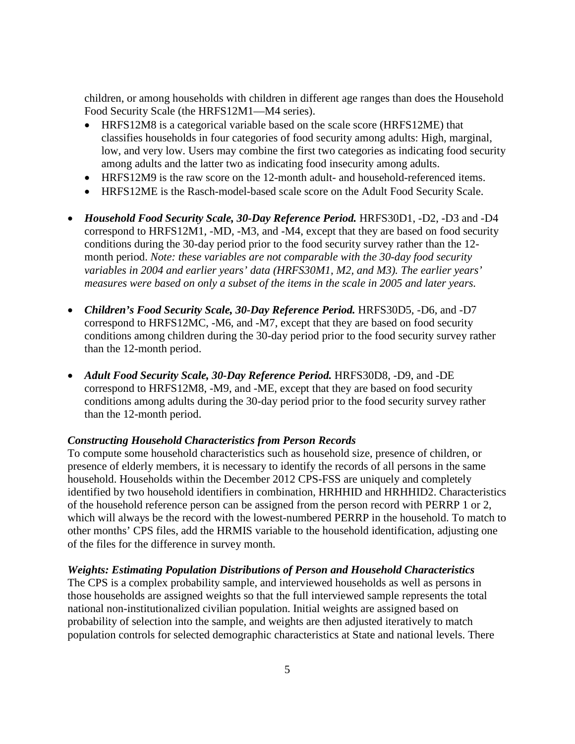children, or among households with children in different age ranges than does the Household Food Security Scale (the HRFS12M1—M4 series).

- HRFS12M8 is a categorical variable based on the scale score (HRFS12ME) that classifies households in four categories of food security among adults: High, marginal, low, and very low. Users may combine the first two categories as indicating food security among adults and the latter two as indicating food insecurity among adults.
- HRFS12M9 is the raw score on the 12-month adult- and household-referenced items.
- HRFS12ME is the Rasch-model-based scale score on the Adult Food Security Scale.

- ***Household Food Security Scale, 30-Day Reference Period.*** HRFS30D1, -D2, -D3 and -D4 correspond to HRFS12M1, -MD, -M3, and -M4, except that they are based on food security conditions during the 30-day period prior to the food security survey rather than the 12-month period. *Note: these variables are not comparable with the 30-day food security variables in 2004 and earlier years' data (HRFS30M1, M2, and M3). The earlier years' measures were based on only a subset of the items in the scale in 2005 and later years.*

- ***Children's Food Security Scale, 30-Day Reference Period.*** HRFS30D5, -D6, and -D7 correspond to HRFS12MC, -M6, and -M7, except that they are based on food security conditions among children during the 30-day period prior to the food security survey rather than the 12-month period.

- ***Adult Food Security Scale, 30-Day Reference Period.*** HRFS30D8, -D9, and -DE correspond to HRFS12M8, -M9, and -ME, except that they are based on food security conditions among adults during the 30-day period prior to the food security survey rather than the 12-month period.

***Constructing Household Characteristics from Person Records***

To compute some household characteristics such as household size, presence of children, or presence of elderly members, it is necessary to identify the records of all persons in the same household. Households within the December 2012 CPS-FSS are uniquely and completely identified by two household identifiers in combination, HRHHID and HRHHID2. Characteristics of the household reference person can be assigned from the person record with PERRP 1 or 2, which will always be the record with the lowest-numbered PERRP in the household. To match to other months' CPS files, add the HRMIS variable to the household identification, adjusting one of the files for the difference in survey month.

***Weights: Estimating Population Distributions of Person and Household Characteristics***

The CPS is a complex probability sample, and interviewed households as well as persons in those households are assigned weights so that the full interviewed sample represents the total national non-institutionalized civilian population. Initial weights are assigned based on probability of selection into the sample, and weights are then adjusted iteratively to match population controls for selected demographic characteristics at State and national levels. There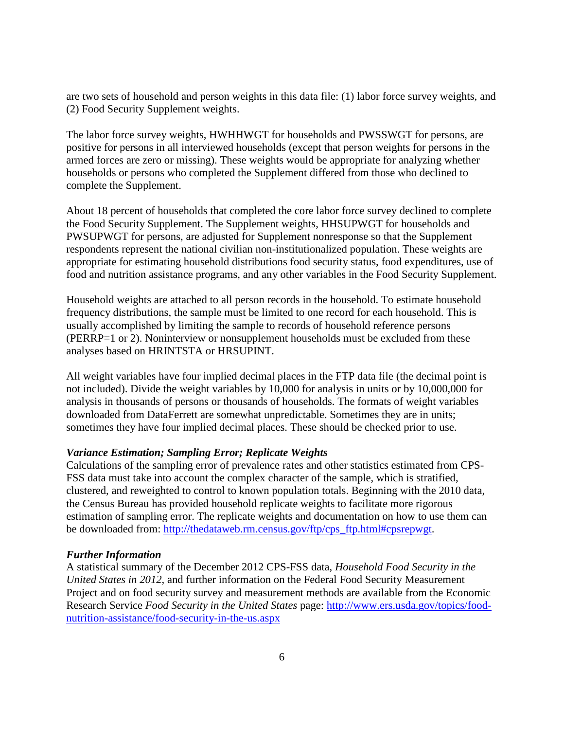are two sets of household and person weights in this data file: (1) labor force survey weights, and (2) Food Security Supplement weights.

The labor force survey weights, HWHHWGT for households and PWSSWGT for persons, are positive for persons in all interviewed households (except that person weights for persons in the armed forces are zero or missing). These weights would be appropriate for analyzing whether households or persons who completed the Supplement differed from those who declined to complete the Supplement.

About 18 percent of households that completed the core labor force survey declined to complete the Food Security Supplement. The Supplement weights, HHSUPWGT for households and PWSUPWGT for persons, are adjusted for Supplement nonresponse so that the Supplement respondents represent the national civilian non-institutionalized population. These weights are appropriate for estimating household distributions food security status, food expenditures, use of food and nutrition assistance programs, and any other variables in the Food Security Supplement.

Household weights are attached to all person records in the household. To estimate household frequency distributions, the sample must be limited to one record for each household. This is usually accomplished by limiting the sample to records of household reference persons (PERRP=1 or 2). Noninterview or nonsupplement households must be excluded from these analyses based on HRINTSTA or HRSUPINT.

All weight variables have four implied decimal places in the FTP data file (the decimal point is not included). Divide the weight variables by 10,000 for analysis in units or by 10,000,000 for analysis in thousands of persons or thousands of households. The formats of weight variables downloaded from DataFerrett are somewhat unpredictable. Sometimes they are in units; sometimes they have four implied decimal places. These should be checked prior to use.

***Variance Estimation; Sampling Error; Replicate Weights***

Calculations of the sampling error of prevalence rates and other statistics estimated from CPS-FSS data must take into account the complex character of the sample, which is stratified, clustered, and reweighted to control to known population totals. Beginning with the 2010 data, the Census Bureau has provided household replicate weights to facilitate more rigorous estimation of sampling error. The replicate weights and documentation on how to use them can be downloaded from: [http://thedataweb.rm.census.gov/ftp/cps_ftp.html#cpsrepwgt](http://thedataweb.rm.census.gov/ftp/cps_ftp.html#cpsrepwgt).

***Further Information***

A statistical summary of the December 2012 CPS-FSS data, *Household Food Security in the United States in 2012*, and further information on the Federal Food Security Measurement Project and on food security survey and measurement methods are available from the Economic Research Service *Food Security in the United States* page: [http://www.ers.usda.gov/topics/food-nutrition-assistance/food-security-in-the-us.aspx](http://www.ers.usda.gov/topics/food-nutrition-assistance/food-security-in-the-us.aspx)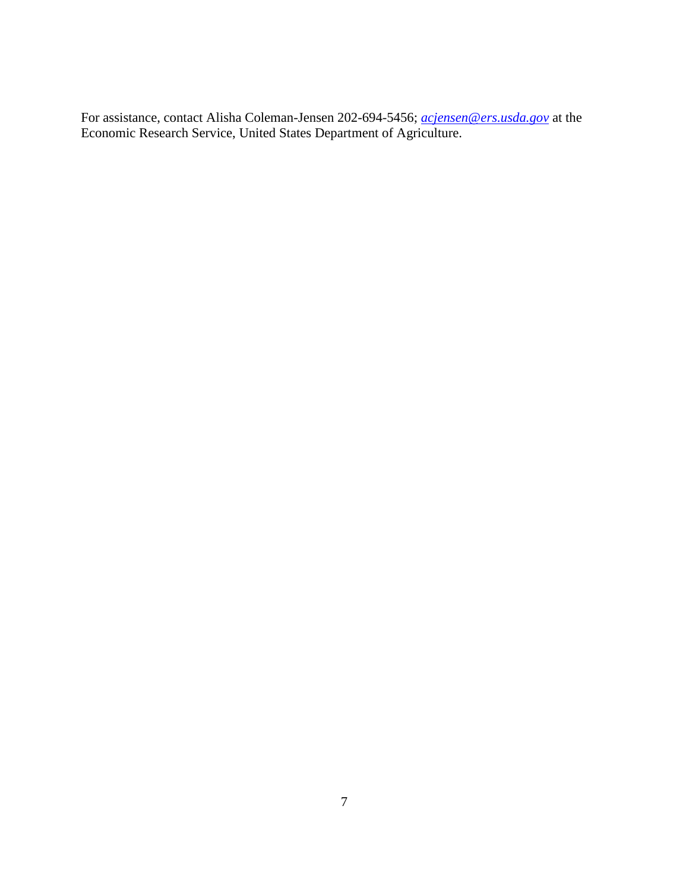For assistance, contact Alisha Coleman-Jensen 202-694-5456; *acjensen@ers.usda.gov* at the Economic Research Service, United States Department of Agriculture.